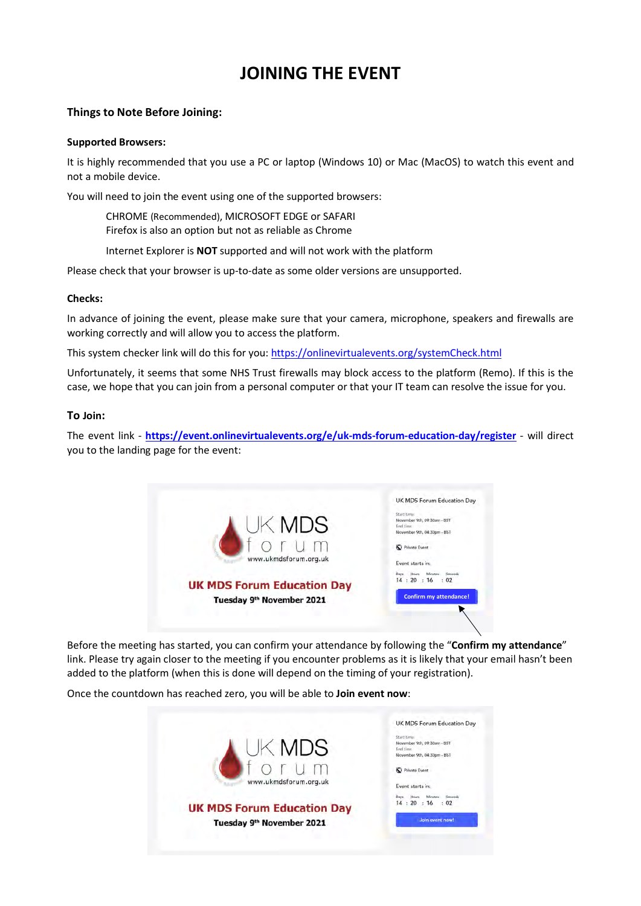# JOINING THE EVENT

### Things to Note Before Joining:

#### Supported Browsers:

It is highly recommended that you use a PC or laptop (Windows 10) or Mac (MacOS) to watch this event and not a mobile device.

You will need to join the event using one of the supported browsers:

> CHROME (Recommended), MICROSOFT EDGE or SAFARI
> Firefox is also an option but not as reliable as Chrome
>
> Internet Explorer is **NOT** supported and will not work with the platform

Please check that your browser is up-to-date as some older versions are unsupported.

#### Checks:

In advance of joining the event, please make sure that your camera, microphone, speakers and firewalls are working correctly and will allow you to access the platform.

This system checker link will do this for you: https://onlinevirtualevents.org/systemCheck.html

Unfortunately, it seems that some NHS Trust firewalls may block access to the platform (Remo). If this is the case, we hope that you can join from a personal computer or that your IT team can resolve the issue for you.

### To Join:

The event link - **https://event.onlinevirtualevents.org/e/uk-mds-forum-education-day/register** - will direct you to the landing page for the event:

Before the meeting has started, you can confirm your attendance by following the "**Confirm my attendance**" link. Please try again closer to the meeting if you encounter problems as it is likely that your email hasn't been added to the platform (when this is done will depend on the timing of your registration).

Once the countdown has reached zero, you will be able to **Join event now**: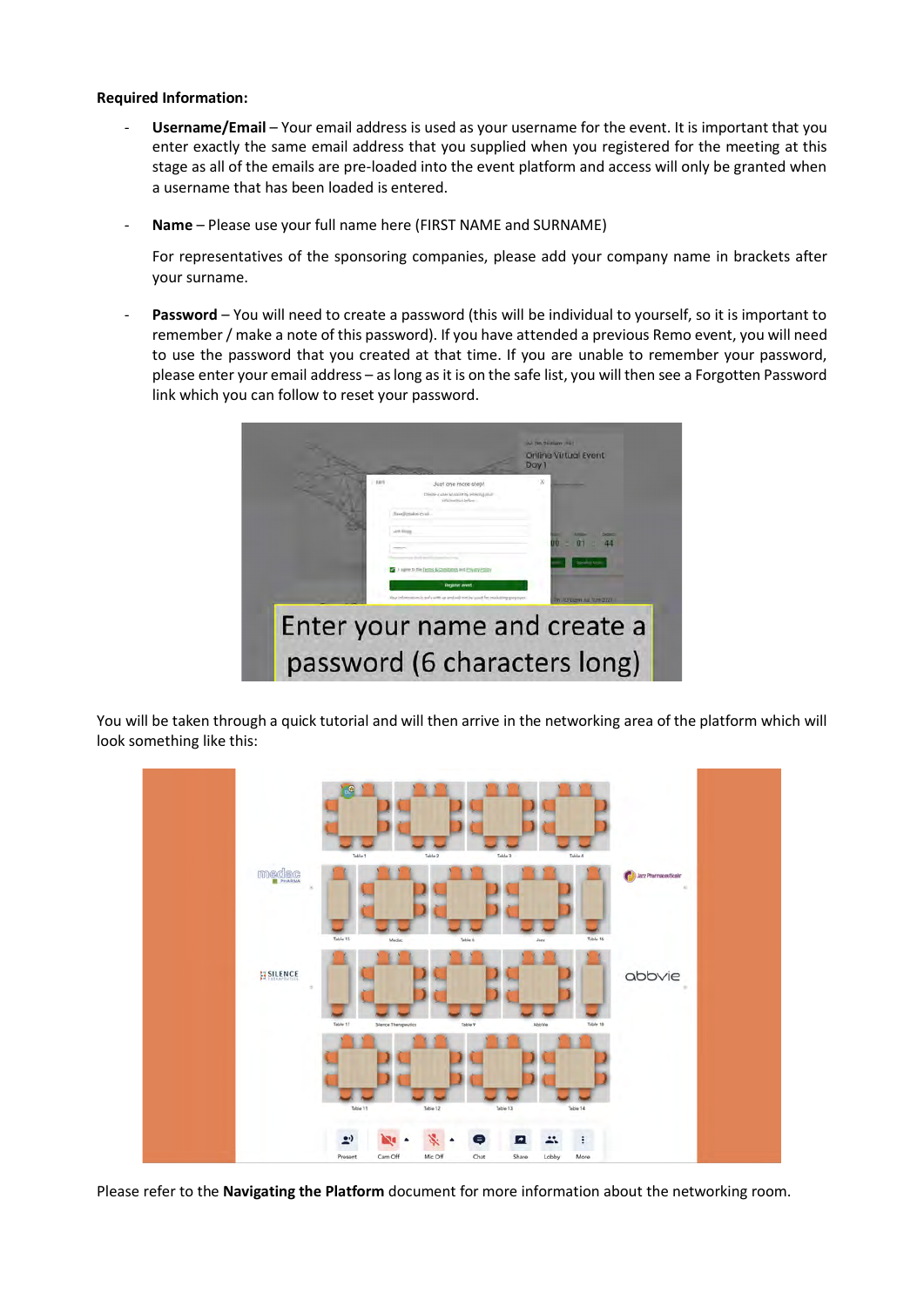**Required Information:**

- **Username/Email** – Your email address is used as your username for the event. It is important that you enter exactly the same email address that you supplied when you registered for the meeting at this stage as all of the emails are pre-loaded into the event platform and access will only be granted when a username that has been loaded is entered.

- **Name** – Please use your full name here (FIRST NAME and SURNAME)

  For representatives of the sponsoring companies, please add your company name in brackets after your surname.

- **Password** – You will need to create a password (this will be individual to yourself, so it is important to remember / make a note of this password). If you have attended a previous Remo event, you will need to use the password that you created at that time. If you are unable to remember your password, please enter your email address – as long as it is on the safe list, you will then see a Forgotten Password link which you can follow to reset your password.

Enter your name and create a password (6 characters long)

You will be taken through a quick tutorial and will then arrive in the networking area of the platform which will look something like this:

Please refer to the **Navigating the Platform** document for more information about the networking room.